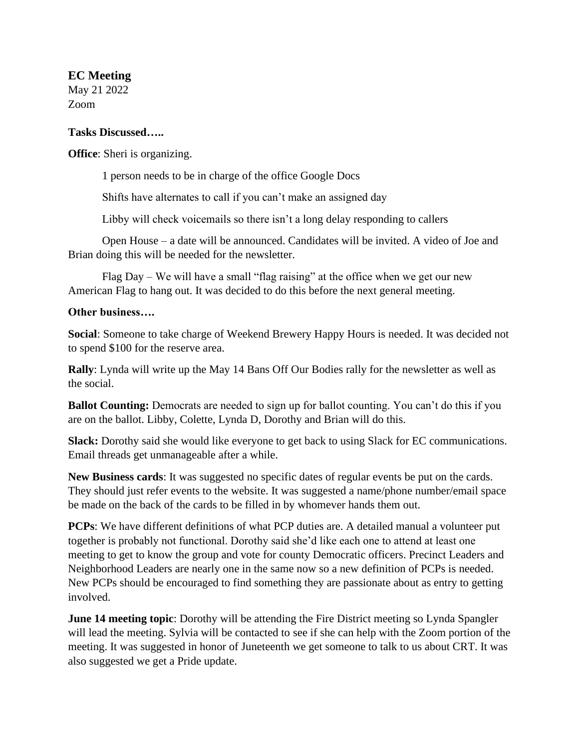### EC Meeting

May 21 2022
Zoom

**Tasks Discussed…..**

**Office**: Sheri is organizing.

1 person needs to be in charge of the office Google Docs

Shifts have alternates to call if you can't make an assigned day

Libby will check voicemails so there isn't a long delay responding to callers

Open House – a date will be announced. Candidates will be invited. A video of Joe and Brian doing this will be needed for the newsletter.

Flag Day – We will have a small "flag raising" at the office when we get our new American Flag to hang out. It was decided to do this before the next general meeting.

**Other business….**

**Social**: Someone to take charge of Weekend Brewery Happy Hours is needed. It was decided not to spend $100 for the reserve area.

**Rally**: Lynda will write up the May 14 Bans Off Our Bodies rally for the newsletter as well as the social.

**Ballot Counting:** Democrats are needed to sign up for ballot counting. You can't do this if you are on the ballot. Libby, Colette, Lynda D, Dorothy and Brian will do this.

**Slack:** Dorothy said she would like everyone to get back to using Slack for EC communications. Email threads get unmanageable after a while.

**New Business cards**: It was suggested no specific dates of regular events be put on the cards. They should just refer events to the website. It was suggested a name/phone number/email space be made on the back of the cards to be filled in by whomever hands them out.

**PCPs**: We have different definitions of what PCP duties are. A detailed manual a volunteer put together is probably not functional. Dorothy said she'd like each one to attend at least one meeting to get to know the group and vote for county Democratic officers. Precinct Leaders and Neighborhood Leaders are nearly one in the same now so a new definition of PCPs is needed. New PCPs should be encouraged to find something they are passionate about as entry to getting involved.

**June 14 meeting topic**: Dorothy will be attending the Fire District meeting so Lynda Spangler will lead the meeting. Sylvia will be contacted to see if she can help with the Zoom portion of the meeting. It was suggested in honor of Juneteenth we get someone to talk to us about CRT. It was also suggested we get a Pride update.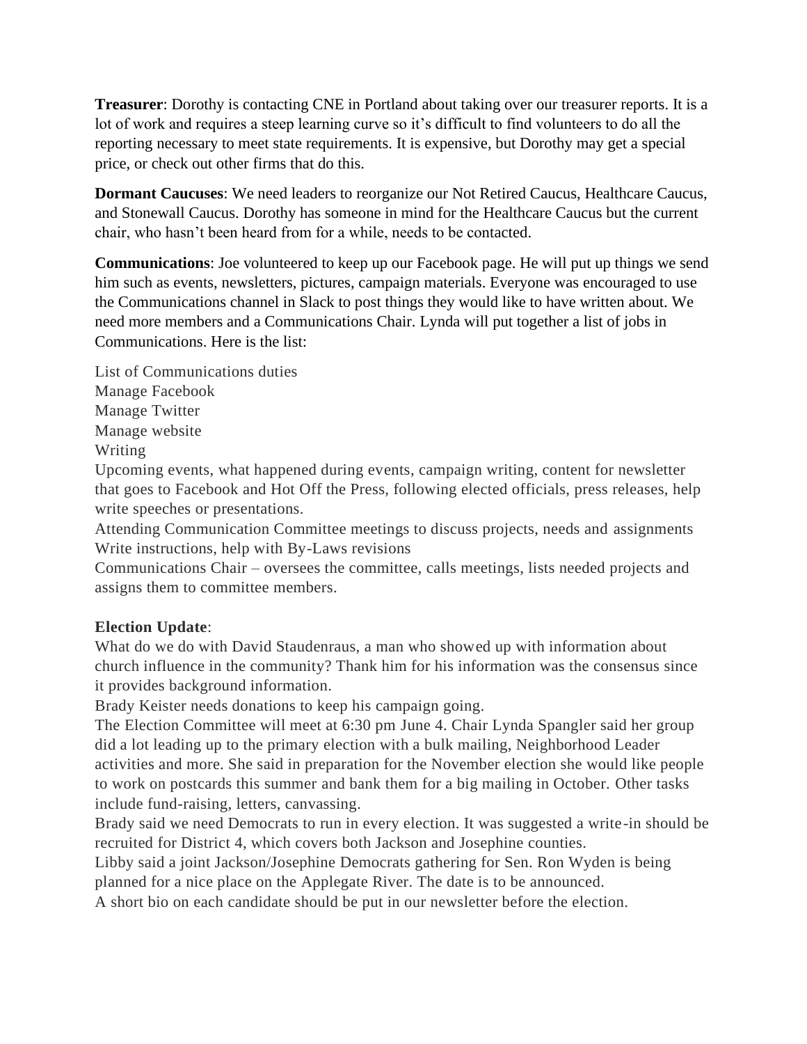**Treasurer**: Dorothy is contacting CNE in Portland about taking over our treasurer reports. It is a lot of work and requires a steep learning curve so it's difficult to find volunteers to do all the reporting necessary to meet state requirements. It is expensive, but Dorothy may get a special price, or check out other firms that do this.

**Dormant Caucuses**: We need leaders to reorganize our Not Retired Caucus, Healthcare Caucus, and Stonewall Caucus. Dorothy has someone in mind for the Healthcare Caucus but the current chair, who hasn't been heard from for a while, needs to be contacted.

**Communications**: Joe volunteered to keep up our Facebook page. He will put up things we send him such as events, newsletters, pictures, campaign materials. Everyone was encouraged to use the Communications channel in Slack to post things they would like to have written about. We need more members and a Communications Chair. Lynda will put together a list of jobs in Communications. Here is the list:

List of Communications duties
Manage Facebook
Manage Twitter
Manage website
Writing
Upcoming events, what happened during events, campaign writing, content for newsletter that goes to Facebook and Hot Off the Press, following elected officials, press releases, help write speeches or presentations.
Attending Communication Committee meetings to discuss projects, needs and assignments
Write instructions, help with By-Laws revisions
Communications Chair – oversees the committee, calls meetings, lists needed projects and assigns them to committee members.

**Election Update**:
What do we do with David Staudenraus, a man who showed up with information about church influence in the community? Thank him for his information was the consensus since it provides background information.
Brady Keister needs donations to keep his campaign going.
The Election Committee will meet at 6:30 pm June 4. Chair Lynda Spangler said her group did a lot leading up to the primary election with a bulk mailing, Neighborhood Leader activities and more. She said in preparation for the November election she would like people to work on postcards this summer and bank them for a big mailing in October. Other tasks include fund-raising, letters, canvassing.
Brady said we need Democrats to run in every election. It was suggested a write-in should be recruited for District 4, which covers both Jackson and Josephine counties.
Libby said a joint Jackson/Josephine Democrats gathering for Sen. Ron Wyden is being planned for a nice place on the Applegate River. The date is to be announced.
A short bio on each candidate should be put in our newsletter before the election.